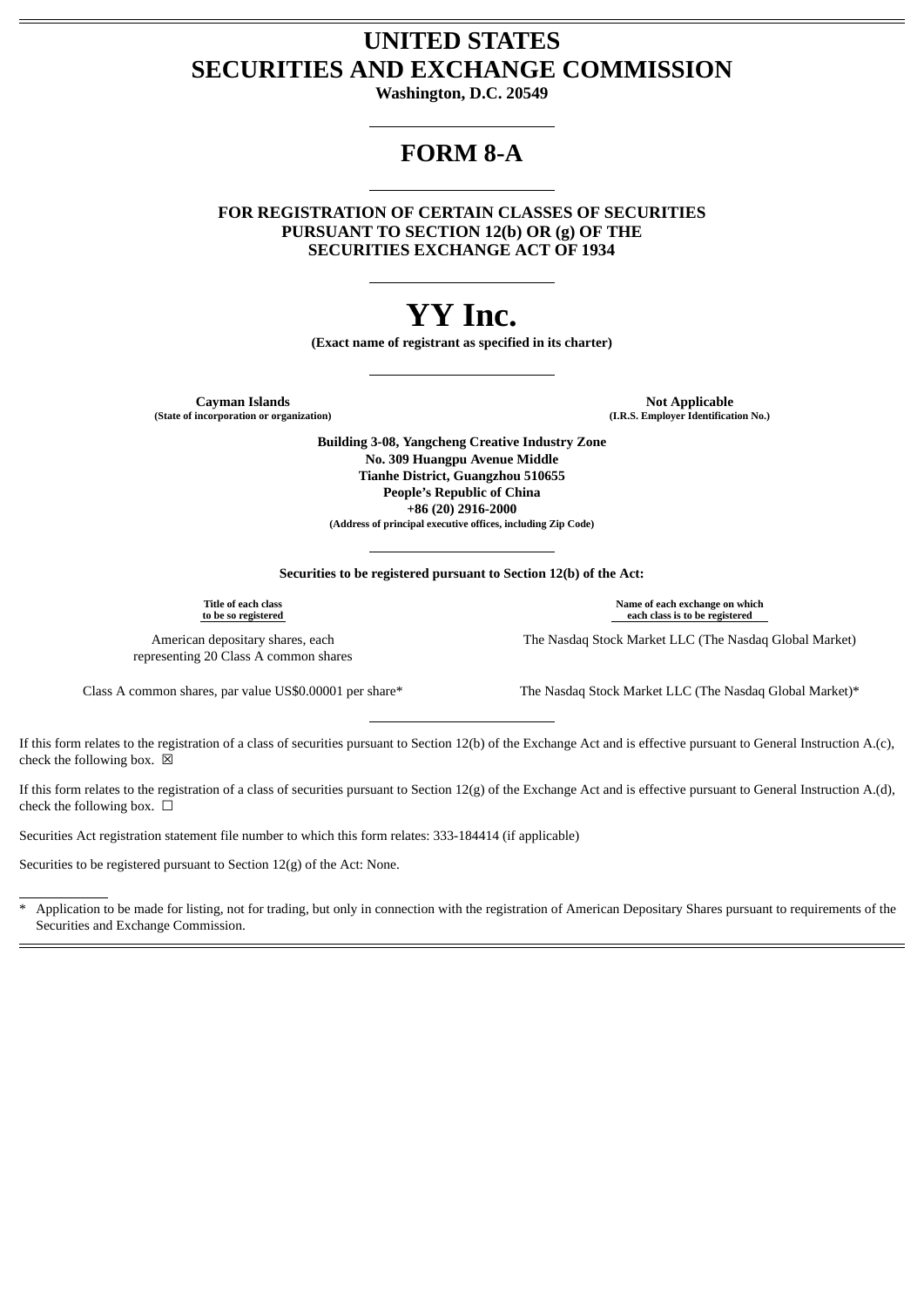# UNITED STATES SECURITIES AND EXCHANGE COMMISSION

**Washington, D.C. 20549**

# FORM 8-A

**FOR REGISTRATION OF CERTAIN CLASSES OF SECURITIES PURSUANT TO SECTION 12(b) OR (g) OF THE SECURITIES EXCHANGE ACT OF 1934**

# YY Inc.

**(Exact name of registrant as specified in its charter)**

| **Cayman Islands** | **Not Applicable** |
|---|---|
| **(State of incorporation or organization)** | **(I.R.S. Employer Identification No.)** |

**Building 3-08, Yangcheng Creative Industry Zone**
**No. 309 Huangpu Avenue Middle**
**Tianhe District, Guangzhou 510655**
**People's Republic of China**
**+86 (20) 2916-2000**
**(Address of principal executive offices, including Zip Code)**

**Securities to be registered pursuant to Section 12(b) of the Act:**

| Title of each class to be so registered | Name of each exchange on which each class is to be registered |
|---|---|
| American depositary shares, each representing 20 Class A common shares | The Nasdaq Stock Market LLC (The Nasdaq Global Market) |
| Class A common shares, par value US$0.00001 per share* | The Nasdaq Stock Market LLC (The Nasdaq Global Market)* |

If this form relates to the registration of a class of securities pursuant to Section 12(b) of the Exchange Act and is effective pursuant to General Instruction A.(c), check the following box. ☒

If this form relates to the registration of a class of securities pursuant to Section 12(g) of the Exchange Act and is effective pursuant to General Instruction A.(d), check the following box. ☐

Securities Act registration statement file number to which this form relates: 333-184414 (if applicable)

Securities to be registered pursuant to Section 12(g) of the Act: None.

\* Application to be made for listing, not for trading, but only in connection with the registration of American Depositary Shares pursuant to requirements of the Securities and Exchange Commission.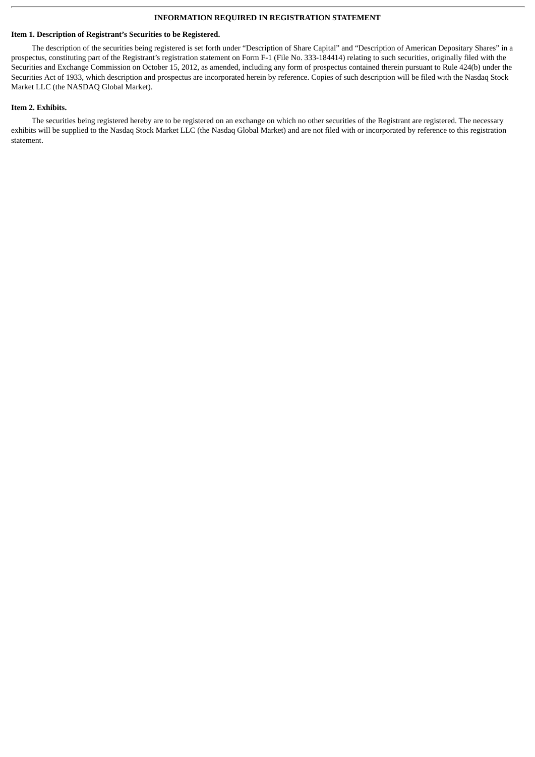## INFORMATION REQUIRED IN REGISTRATION STATEMENT

### Item 1. Description of Registrant's Securities to be Registered.

The description of the securities being registered is set forth under "Description of Share Capital" and "Description of American Depositary Shares" in a prospectus, constituting part of the Registrant's registration statement on Form F-1 (File No. 333-184414) relating to such securities, originally filed with the Securities and Exchange Commission on October 15, 2012, as amended, including any form of prospectus contained therein pursuant to Rule 424(b) under the Securities Act of 1933, which description and prospectus are incorporated herein by reference. Copies of such description will be filed with the Nasdaq Stock Market LLC (the NASDAQ Global Market).

### Item 2. Exhibits.

The securities being registered hereby are to be registered on an exchange on which no other securities of the Registrant are registered. The necessary exhibits will be supplied to the Nasdaq Stock Market LLC (the Nasdaq Global Market) and are not filed with or incorporated by reference to this registration statement.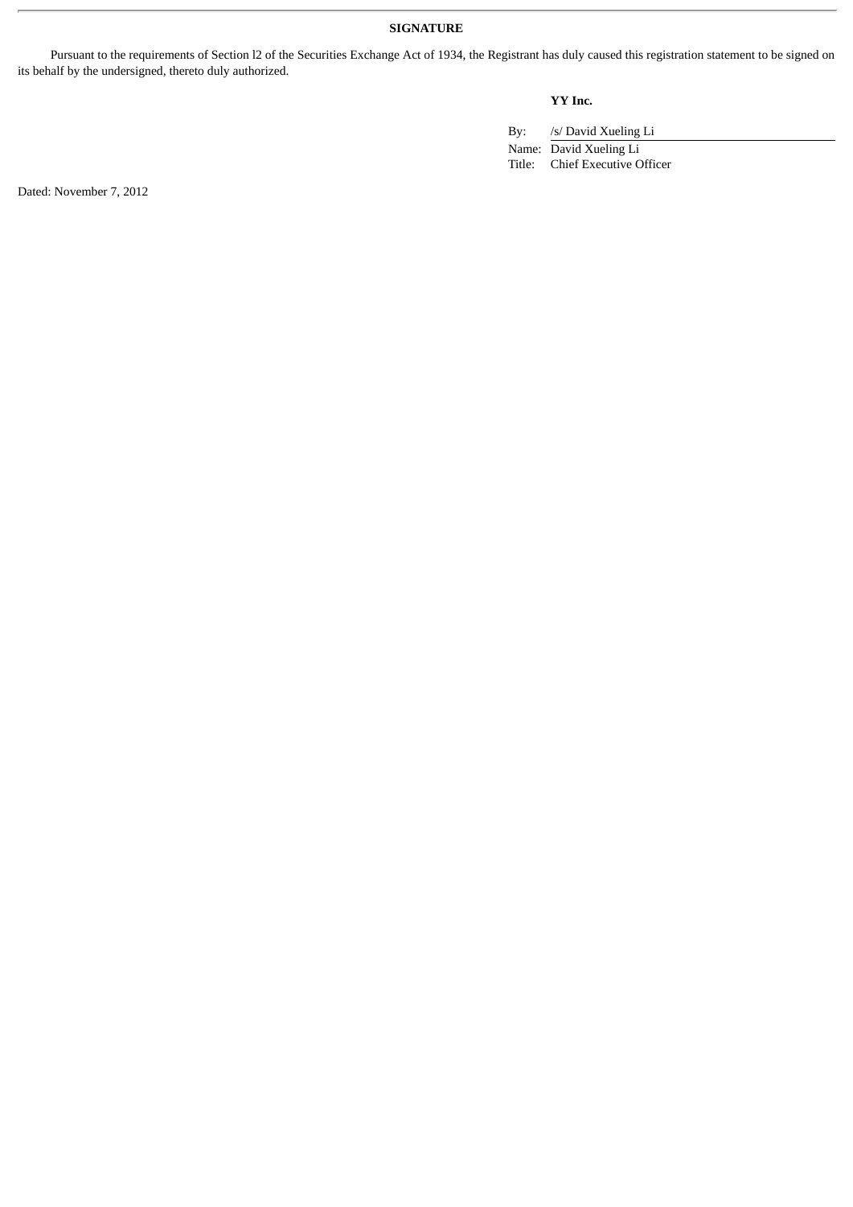**SIGNATURE**

Pursuant to the requirements of Section l2 of the Securities Exchange Act of 1934, the Registrant has duly caused this registration statement to be signed on its behalf by the undersigned, thereto duly authorized.

**YY Inc.**

By: /s/ David Xueling Li

Name: David Xueling Li

Title: Chief Executive Officer

Dated: November 7, 2012